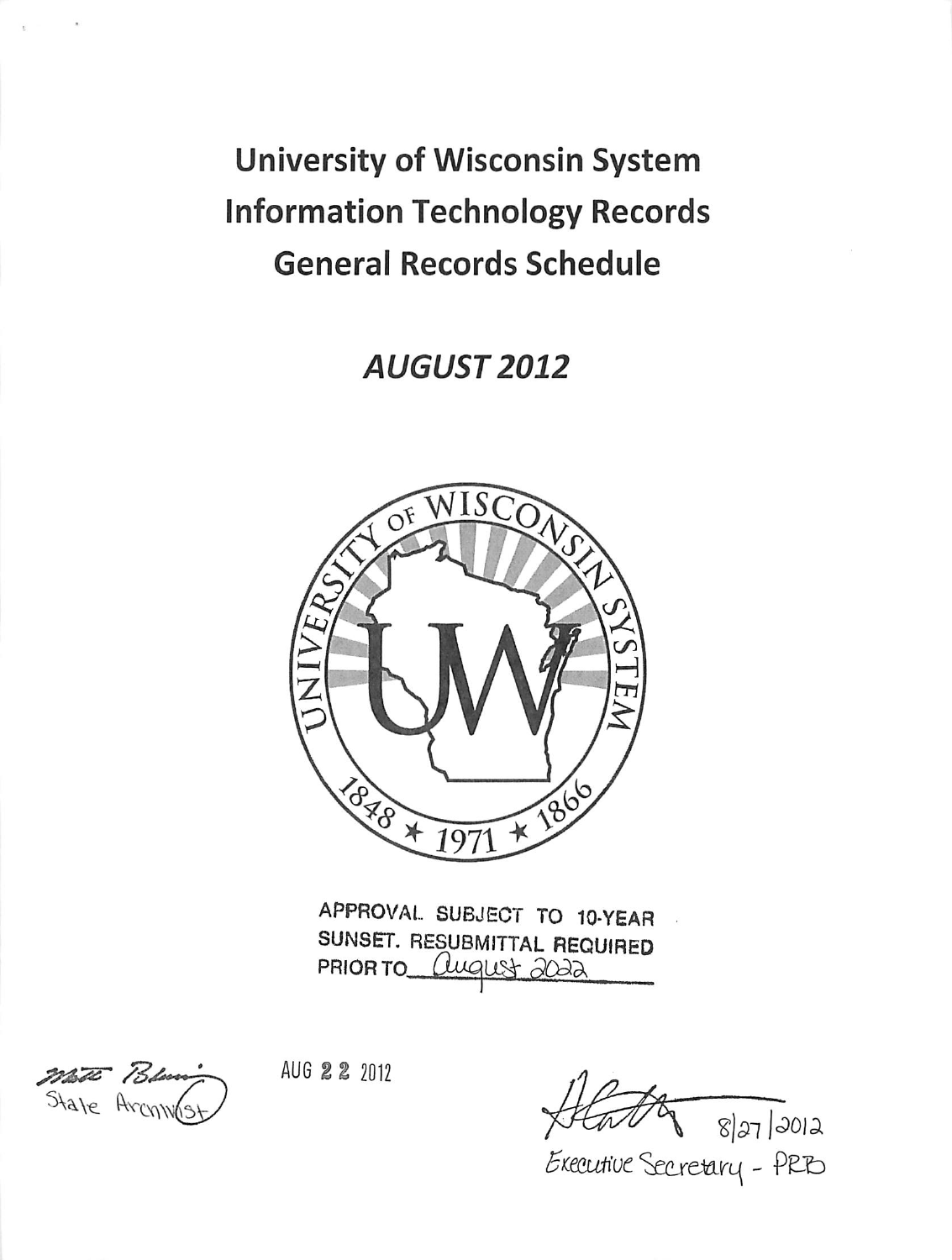# University of Wisconsin System Information Technology Records General Records Schedule

## *AUGUST 2012*

APPROVAL SUBJECT TO 10-YEAR SUNSET. RESUBMITTAL REQUIRED PRIOR TO August 2022

State Archivist

AUG 22 2012

8/27/2012

Executive Secretary - PRB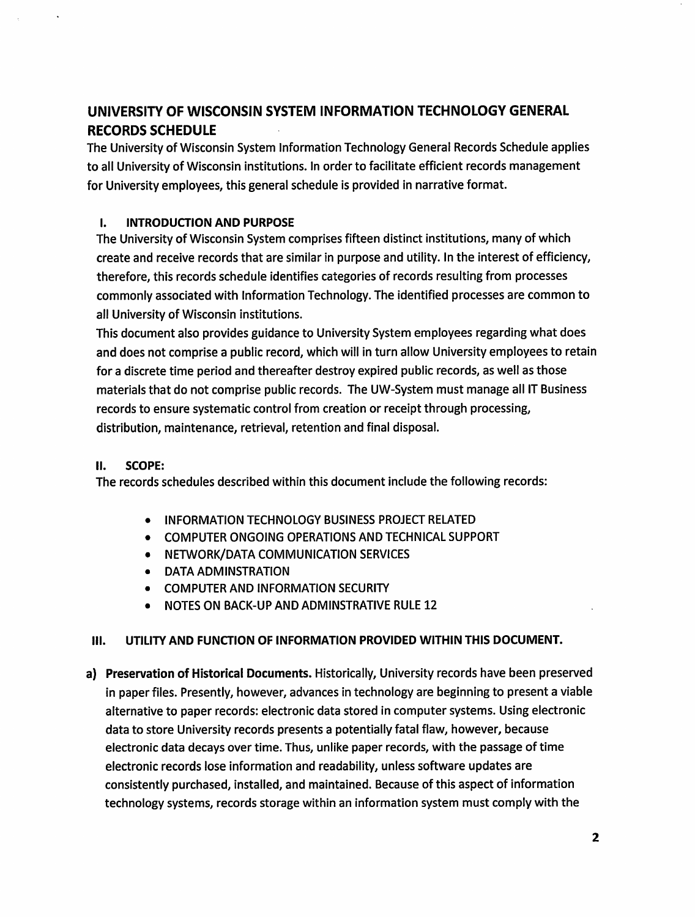## UNIVERSITY OF WISCONSIN SYSTEM INFORMATION TECHNOLOGY GENERAL RECORDS SCHEDULE

The University of Wisconsin System Information Technology General Records Schedule applies to all University of Wisconsin institutions. In order to facilitate efficient records management for University employees, this general schedule is provided in narrative format.

### I. INTRODUCTION AND PURPOSE

The University of Wisconsin System comprises fifteen distinct institutions, many of which create and receive records that are similar in purpose and utility. In the interest of efficiency, therefore, this records schedule identifies categories of records resulting from processes commonly associated with Information Technology. The identified processes are common to all University of Wisconsin institutions.

This document also provides guidance to University System employees regarding what does and does not comprise a public record, which will in turn allow University employees to retain for a discrete time period and thereafter destroy expired public records, as well as those materials that do not comprise public records. The UW-System must manage all IT Business records to ensure systematic control from creation or receipt through processing, distribution, maintenance, retrieval, retention and final disposal.

### II. SCOPE:

The records schedules described within this document include the following records:

- INFORMATION TECHNOLOGY BUSINESS PROJECT RELATED
- COMPUTER ONGOING OPERATIONS AND TECHNICAL SUPPORT
- NETWORK/DATA COMMUNICATION SERVICES
- DATA ADMINSTRATION
- COMPUTER AND INFORMATION SECURITY
- NOTES ON BACK-UP AND ADMINSTRATIVE RULE 12

### III. UTILITY AND FUNCTION OF INFORMATION PROVIDED WITHIN THIS DOCUMENT.

a) **Preservation of Historical Documents.** Historically, University records have been preserved in paper files. Presently, however, advances in technology are beginning to present a viable alternative to paper records: electronic data stored in computer systems. Using electronic data to store University records presents a potentially fatal flaw, however, because electronic data decays over time. Thus, unlike paper records, with the passage of time electronic records lose information and readability, unless software updates are consistently purchased, installed, and maintained. Because of this aspect of information technology systems, records storage within an information system must comply with the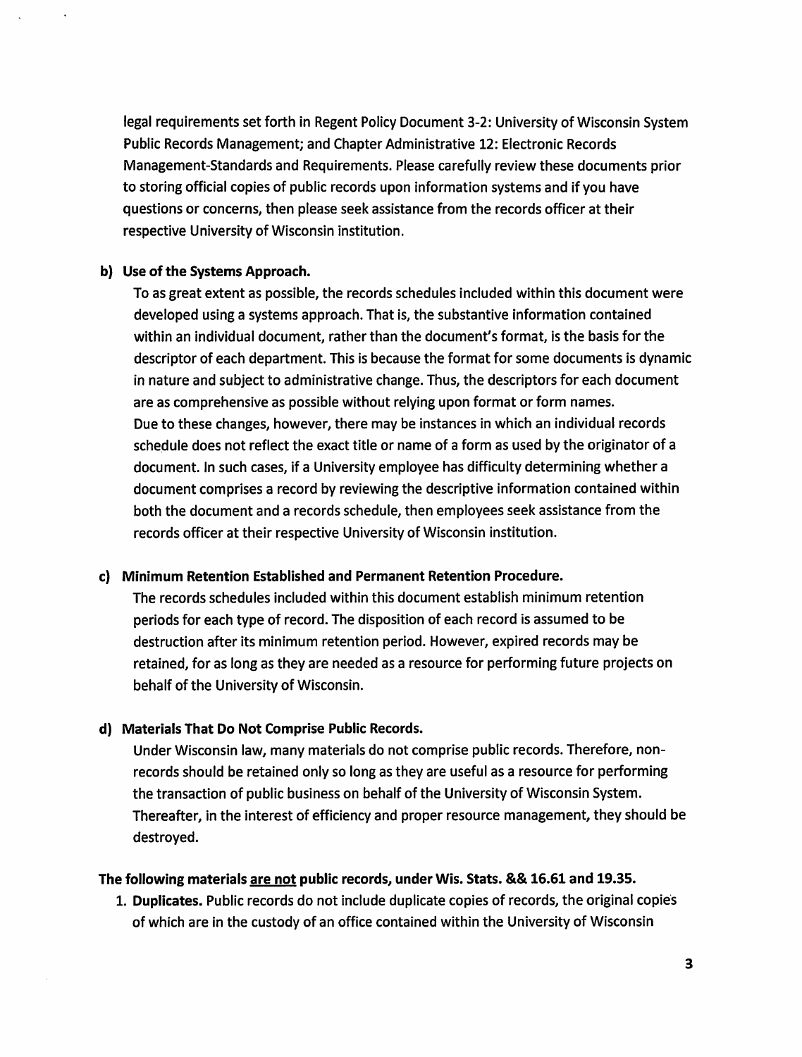legal requirements set forth in Regent Policy Document 3-2: University of Wisconsin System Public Records Management; and Chapter Administrative 12: Electronic Records Management-Standards and Requirements. Please carefully review these documents prior to storing official copies of public records upon information systems and if you have questions or concerns, then please seek assistance from the records officer at their respective University of Wisconsin institution.

**b) Use of the Systems Approach.**

To as great extent as possible, the records schedules included within this document were developed using a systems approach. That is, the substantive information contained within an individual document, rather than the document's format, is the basis for the descriptor of each department. This is because the format for some documents is dynamic in nature and subject to administrative change. Thus, the descriptors for each document are as comprehensive as possible without relying upon format or form names.

Due to these changes, however, there may be instances in which an individual records schedule does not reflect the exact title or name of a form as used by the originator of a document. In such cases, if a University employee has difficulty determining whether a document comprises a record by reviewing the descriptive information contained within both the document and a records schedule, then employees seek assistance from the records officer at their respective University of Wisconsin institution.

**c) Minimum Retention Established and Permanent Retention Procedure.**

The records schedules included within this document establish minimum retention periods for each type of record. The disposition of each record is assumed to be destruction after its minimum retention period. However, expired records may be retained, for as long as they are needed as a resource for performing future projects on behalf of the University of Wisconsin.

**d) Materials That Do Not Comprise Public Records.**

Under Wisconsin law, many materials do not comprise public records. Therefore, non-records should be retained only so long as they are useful as a resource for performing the transaction of public business on behalf of the University of Wisconsin System. Thereafter, in the interest of efficiency and proper resource management, they should be destroyed.

**The following materials <u>are not</u> public records, under Wis. Stats. && 16.61 and 19.35.**

1. **Duplicates.** Public records do not include duplicate copies of records, the original copies of which are in the custody of an office contained within the University of Wisconsin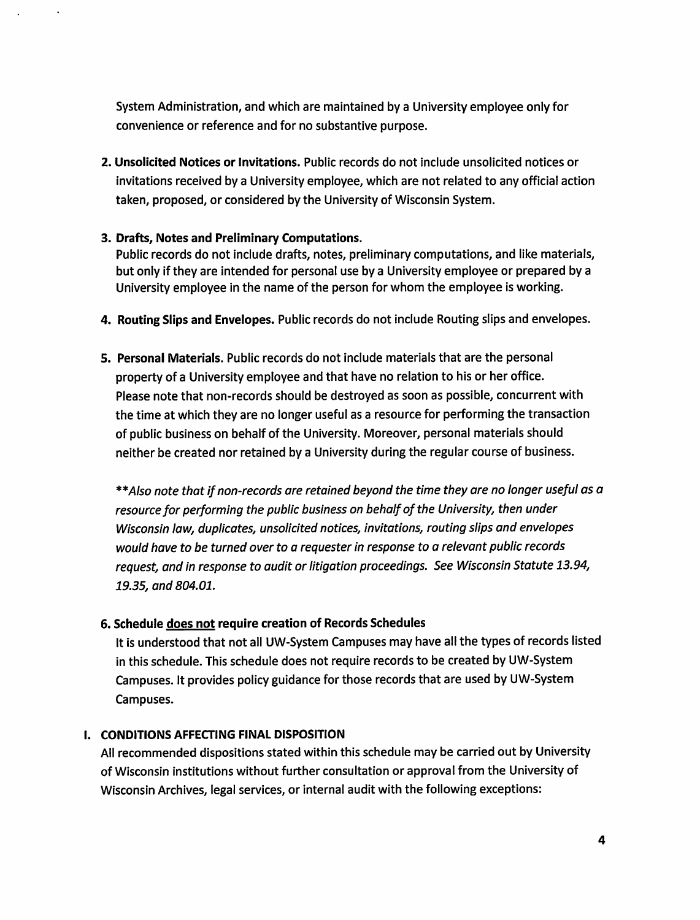System Administration, and which are maintained by a University employee only for convenience or reference and for no substantive purpose.

2. **Unsolicited Notices or Invitations.** Public records do not include unsolicited notices or invitations received by a University employee, which are not related to any official action taken, proposed, or considered by the University of Wisconsin System.

3. **Drafts, Notes and Preliminary Computations.**
   Public records do not include drafts, notes, preliminary computations, and like materials, but only if they are intended for personal use by a University employee or prepared by a University employee in the name of the person for whom the employee is working.

4. **Routing Slips and Envelopes.** Public records do not include Routing slips and envelopes.

5. **Personal Materials.** Public records do not include materials that are the personal property of a University employee and that have no relation to his or her office.
   Please note that non-records should be destroyed as soon as possible, concurrent with the time at which they are no longer useful as a resource for performing the transaction of public business on behalf of the University. Moreover, personal materials should neither be created nor retained by a University during the regular course of business.

   ***\*Also note that if non-records are retained beyond the time they are no longer useful as a resource for performing the public business on behalf of the University, then under Wisconsin law, duplicates, unsolicited notices, invitations, routing slips and envelopes would have to be turned over to a requester in response to a relevant public records request, and in response to audit or litigation proceedings. See Wisconsin Statute 13.94, 19.35, and 804.01.*

6. **Schedule <u>does not</u> require creation of Records Schedules**
   It is understood that not all UW-System Campuses may have all the types of records listed in this schedule. This schedule does not require records to be created by UW-System Campuses. It provides policy guidance for those records that are used by UW-System Campuses.

## I. CONDITIONS AFFECTING FINAL DISPOSITION

All recommended dispositions stated within this schedule may be carried out by University of Wisconsin institutions without further consultation or approval from the University of Wisconsin Archives, legal services, or internal audit with the following exceptions: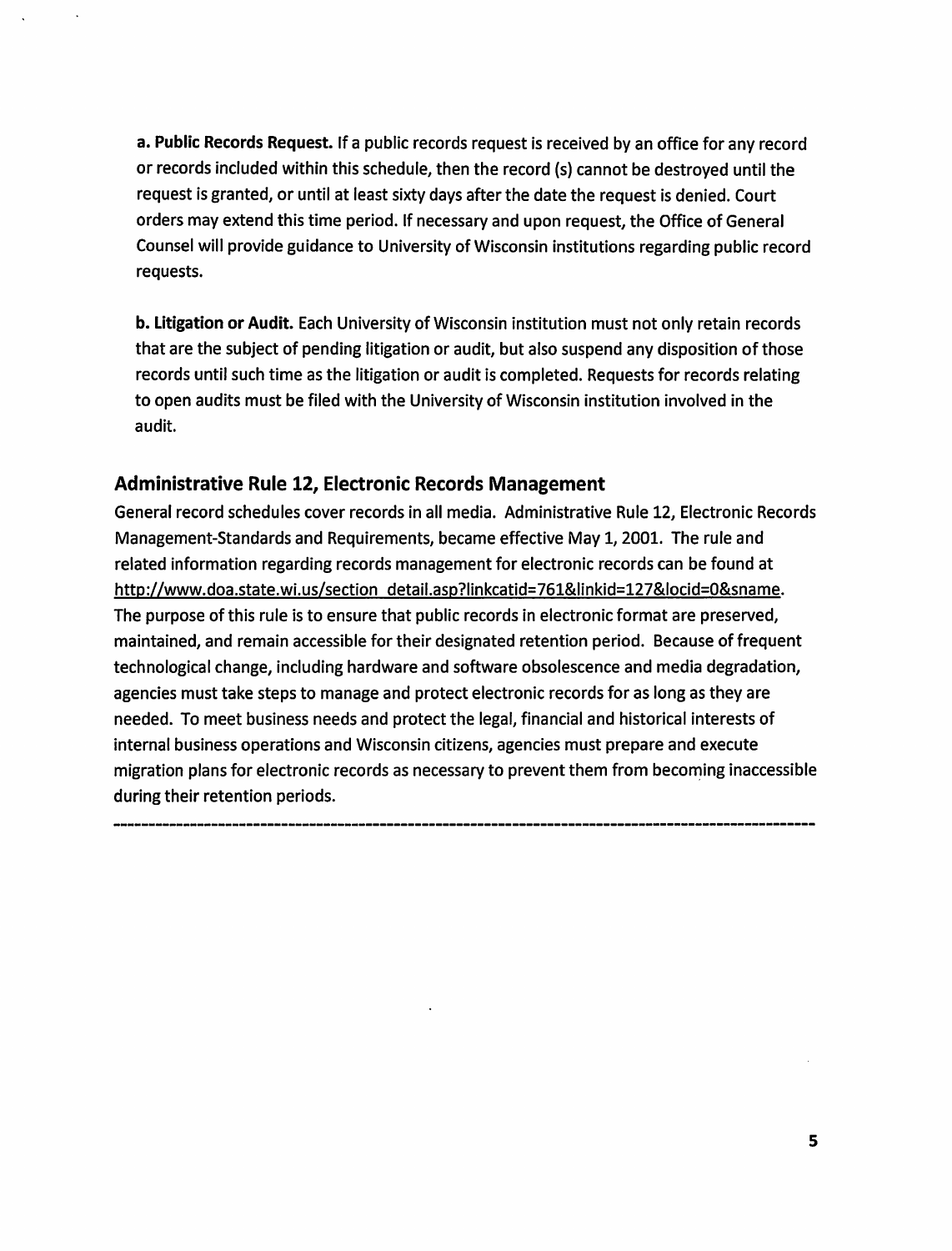**a. Public Records Request.** If a public records request is received by an office for any record or records included within this schedule, then the record (s) cannot be destroyed until the request is granted, or until at least sixty days after the date the request is denied. Court orders may extend this time period. If necessary and upon request, the Office of General Counsel will provide guidance to University of Wisconsin institutions regarding public record requests.

**b. Litigation or Audit.** Each University of Wisconsin institution must not only retain records that are the subject of pending litigation or audit, but also suspend any disposition of those records until such time as the litigation or audit is completed. Requests for records relating to open audits must be filed with the University of Wisconsin institution involved in the audit.

## Administrative Rule 12, Electronic Records Management

General record schedules cover records in all media. Administrative Rule 12, Electronic Records Management-Standards and Requirements, became effective May 1, 2001. The rule and related information regarding records management for electronic records can be found at http://www.doa.state.wi.us/section_detail.asp?linkcatid=761&linkid=127&locid=0&sname. The purpose of this rule is to ensure that public records in electronic format are preserved, maintained, and remain accessible for their designated retention period. Because of frequent technological change, including hardware and software obsolescence and media degradation, agencies must take steps to manage and protect electronic records for as long as they are needed. To meet business needs and protect the legal, financial and historical interests of internal business operations and Wisconsin citizens, agencies must prepare and execute migration plans for electronic records as necessary to prevent them from becoming inaccessible during their retention periods.

---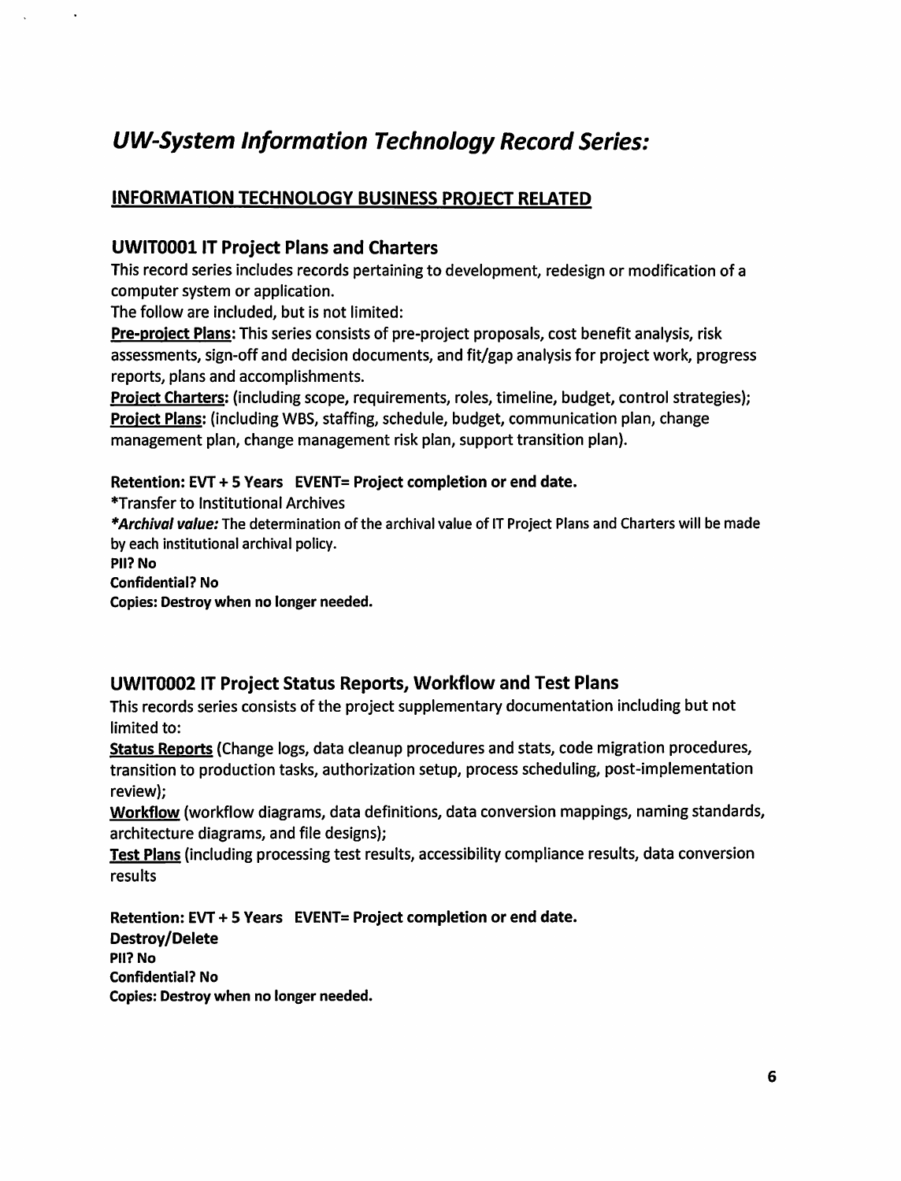# *UW-System Information Technology Record Series:*

## INFORMATION TECHNOLOGY BUSINESS PROJECT RELATED

### UWIT0001 IT Project Plans and Charters

This record series includes records pertaining to development, redesign or modification of a computer system or application.

The follow are included, but is not limited:

**Pre-project Plans:** This series consists of pre-project proposals, cost benefit analysis, risk assessments, sign-off and decision documents, and fit/gap analysis for project work, progress reports, plans and accomplishments.

**Project Charters:** (including scope, requirements, roles, timeline, budget, control strategies);

**Project Plans:** (including WBS, staffing, schedule, budget, communication plan, change management plan, change management risk plan, support transition plan).

**Retention: EVT + 5 Years EVENT= Project completion or end date.**

*Transfer to Institutional Archives

***Archival value:*** The determination of the archival value of IT Project Plans and Charters will be made by each institutional archival policy.

**PII? No**

**Confidential? No**

**Copies: Destroy when no longer needed.**

### UWIT0002 IT Project Status Reports, Workflow and Test Plans

This records series consists of the project supplementary documentation including but not limited to:

**Status Reports** (Change logs, data cleanup procedures and stats, code migration procedures, transition to production tasks, authorization setup, process scheduling, post-implementation review);

**Workflow** (workflow diagrams, data definitions, data conversion mappings, naming standards, architecture diagrams, and file designs);

**Test Plans** (including processing test results, accessibility compliance results, data conversion results

**Retention: EVT + 5 Years EVENT= Project completion or end date.**

**Destroy/Delete**

**PII? No**

**Confidential? No**

**Copies: Destroy when no longer needed.**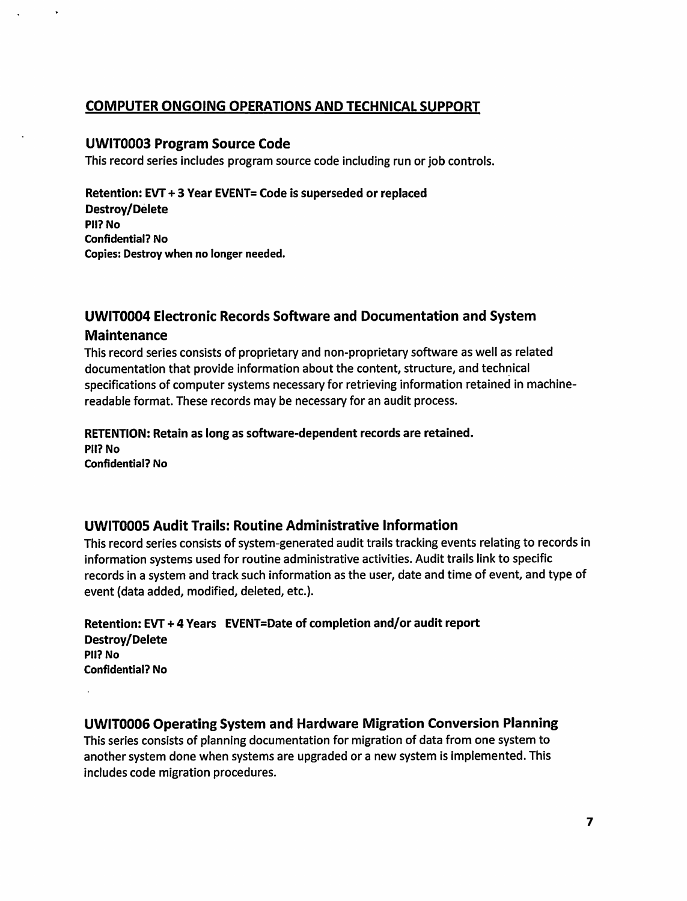## COMPUTER ONGOING OPERATIONS AND TECHNICAL SUPPORT

### UWIT0003 Program Source Code

This record series includes program source code including run or job controls.

**Retention: EVT + 3 Year EVENT= Code is superseded or replaced**
**Destroy/Delete**
**PII? No**
**Confidential? No**
**Copies: Destroy when no longer needed.**

### UWIT0004 Electronic Records Software and Documentation and System Maintenance

This record series consists of proprietary and non-proprietary software as well as related documentation that provide information about the content, structure, and technical specifications of computer systems necessary for retrieving information retained in machine-readable format. These records may be necessary for an audit process.

**RETENTION: Retain as long as software-dependent records are retained.**
**PII? No**
**Confidential? No**

### UWIT0005 Audit Trails: Routine Administrative Information

This record series consists of system-generated audit trails tracking events relating to records in information systems used for routine administrative activities. Audit trails link to specific records in a system and track such information as the user, date and time of event, and type of event (data added, modified, deleted, etc.).

**Retention: EVT + 4 Years EVENT=Date of completion and/or audit report**
**Destroy/Delete**
**PII? No**
**Confidential? No**

### UWIT0006 Operating System and Hardware Migration Conversion Planning

This series consists of planning documentation for migration of data from one system to another system done when systems are upgraded or a new system is implemented. This includes code migration procedures.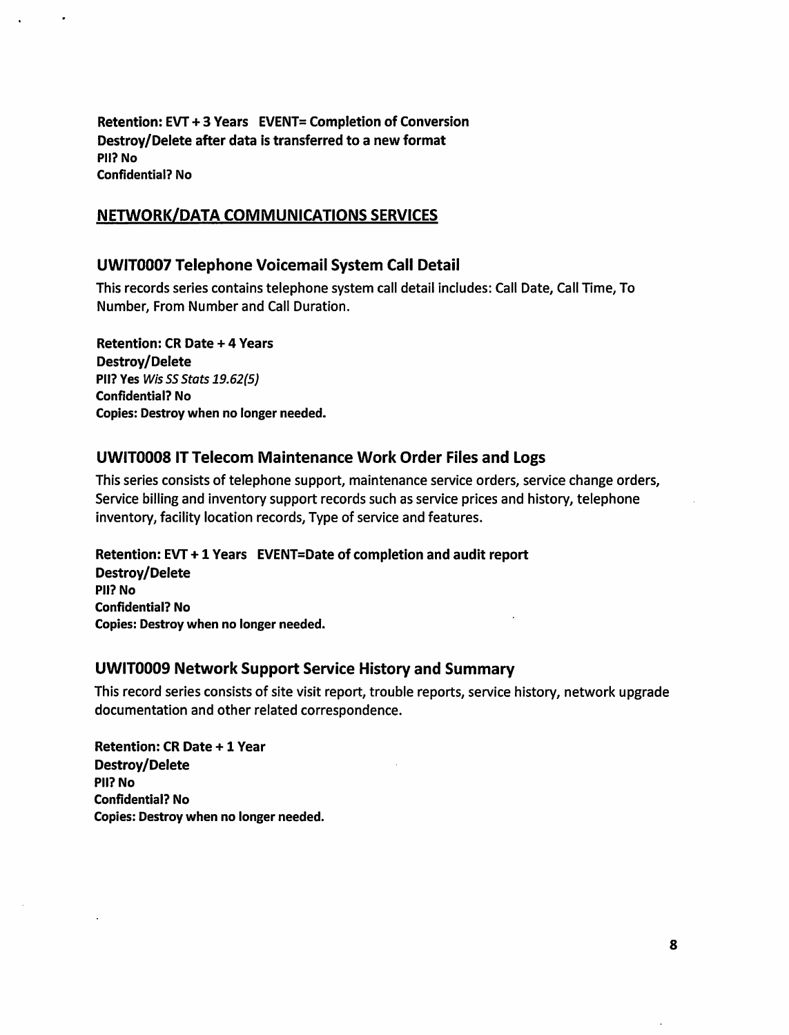**Retention: EVT + 3 Years EVENT= Completion of Conversion**
**Destroy/Delete after data is transferred to a new format**
**PII? No**
**Confidential? No**

## NETWORK/DATA COMMUNICATIONS SERVICES

### UWIT0007 Telephone Voicemail System Call Detail

This records series contains telephone system call detail includes: Call Date, Call Time, To Number, From Number and Call Duration.

**Retention: CR Date + 4 Years**
**Destroy/Delete**
**PII? Yes** *Wis SS Stats 19.62(5)*
**Confidential? No**
**Copies: Destroy when no longer needed.**

### UWIT0008 IT Telecom Maintenance Work Order Files and Logs

This series consists of telephone support, maintenance service orders, service change orders, Service billing and inventory support records such as service prices and history, telephone inventory, facility location records, Type of service and features.

**Retention: EVT + 1 Years EVENT=Date of completion and audit report**
**Destroy/Delete**
**PII? No**
**Confidential? No**
**Copies: Destroy when no longer needed.**

### UWIT0009 Network Support Service History and Summary

This record series consists of site visit report, trouble reports, service history, network upgrade documentation and other related correspondence.

**Retention: CR Date + 1 Year**
**Destroy/Delete**
**PII? No**
**Confidential? No**
**Copies: Destroy when no longer needed.**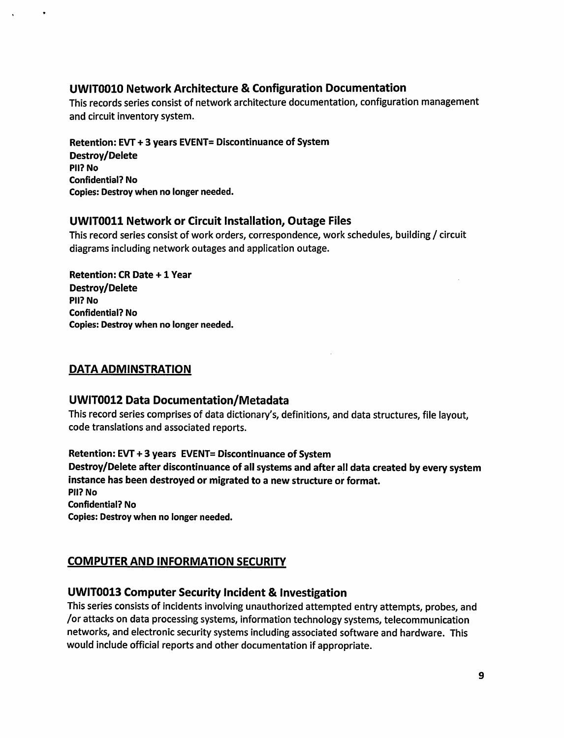### UWIT0010 Network Architecture & Configuration Documentation

This records series consist of network architecture documentation, configuration management and circuit inventory system.

**Retention: EVT + 3 years EVENT= Discontinuance of System**
**Destroy/Delete**
**PII? No**
**Confidential? No**
**Copies: Destroy when no longer needed.**

### UWIT0011 Network or Circuit Installation, Outage Files

This record series consist of work orders, correspondence, work schedules, building / circuit diagrams including network outages and application outage.

**Retention: CR Date + 1 Year**
**Destroy/Delete**
**PII? No**
**Confidential? No**
**Copies: Destroy when no longer needed.**

## DATA ADMINSTRATION

### UWIT0012 Data Documentation/Metadata

This record series comprises of data dictionary's, definitions, and data structures, file layout, code translations and associated reports.

**Retention: EVT + 3 years EVENT= Discontinuance of System**
**Destroy/Delete after discontinuance of all systems and after all data created by every system instance has been destroyed or migrated to a new structure or format.**
**PII? No**
**Confidential? No**
**Copies: Destroy when no longer needed.**

## COMPUTER AND INFORMATION SECURITY

### UWIT0013 Computer Security Incident & Investigation

This series consists of incidents involving unauthorized attempted entry attempts, probes, and /or attacks on data processing systems, information technology systems, telecommunication networks, and electronic security systems including associated software and hardware. This would include official reports and other documentation if appropriate.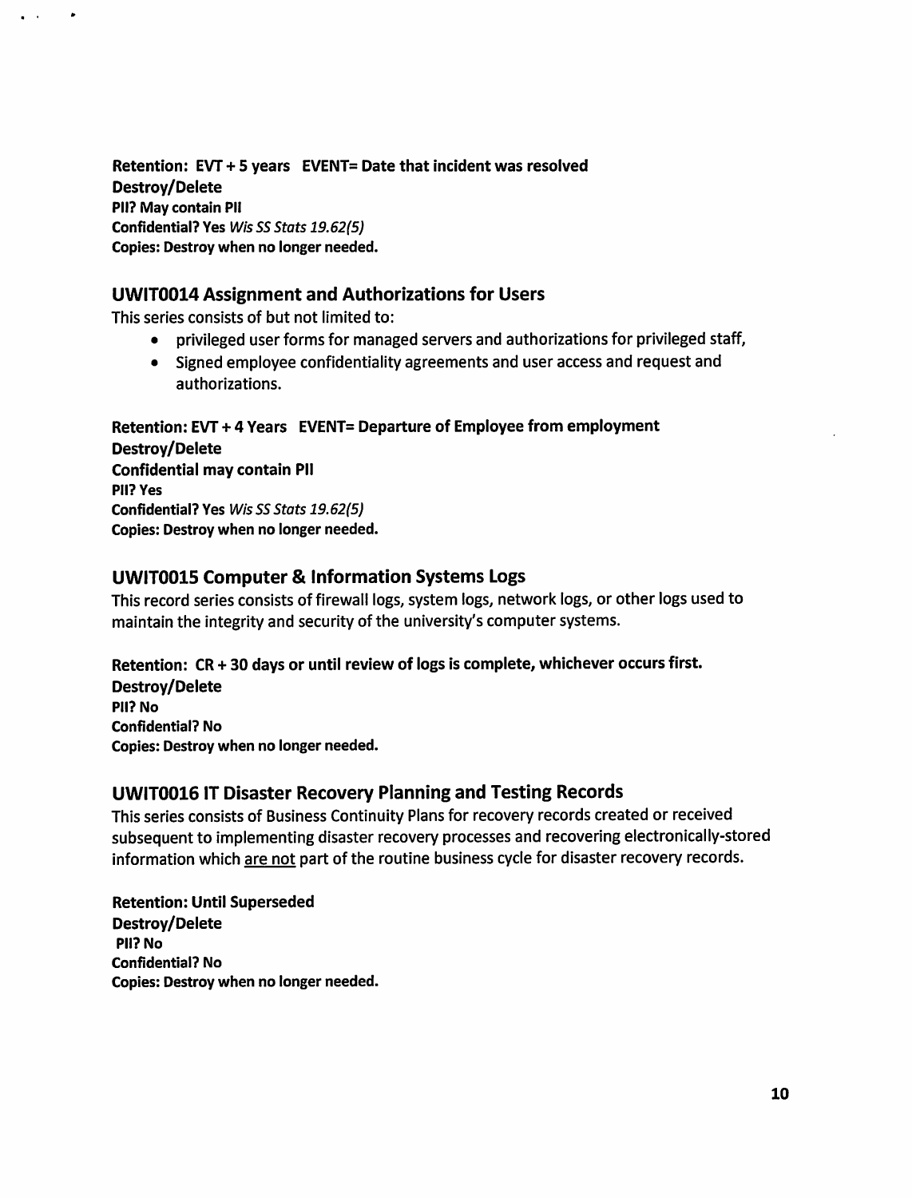**Retention: EVT + 5 years EVENT= Date that incident was resolved**
**Destroy/Delete**
**PII? May contain PII**
**Confidential? Yes** ***Wis SS Stats 19.62(5)***
**Copies: Destroy when no longer needed.**

## UWIT0014 Assignment and Authorizations for Users

This series consists of but not limited to:

- privileged user forms for managed servers and authorizations for privileged staff,
- Signed employee confidentiality agreements and user access and request and authorizations.

**Retention: EVT + 4 Years EVENT= Departure of Employee from employment**
**Destroy/Delete**
**Confidential may contain PII**
**PII? Yes**
**Confidential? Yes** ***Wis SS Stats 19.62(5)***
**Copies: Destroy when no longer needed.**

## UWIT0015 Computer & Information Systems Logs

This record series consists of firewall logs, system logs, network logs, or other logs used to maintain the integrity and security of the university's computer systems.

**Retention: CR + 30 days or until review of logs is complete, whichever occurs first.**
**Destroy/Delete**
**PII? No**
**Confidential? No**
**Copies: Destroy when no longer needed.**

## UWIT0016 IT Disaster Recovery Planning and Testing Records

This series consists of Business Continuity Plans for recovery records created or received subsequent to implementing disaster recovery processes and recovering electronically-stored information which are not part of the routine business cycle for disaster recovery records.

**Retention: Until Superseded**
**Destroy/Delete**
**PII? No**
**Confidential? No**
**Copies: Destroy when no longer needed.**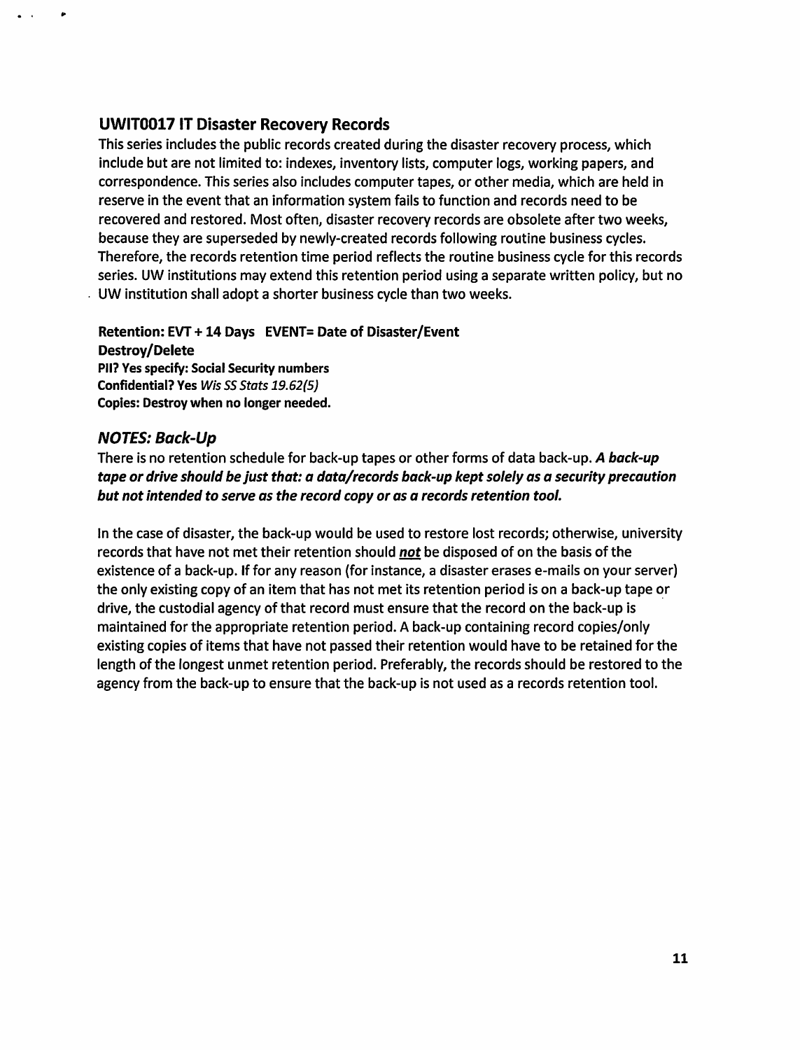### UWIT0017 IT Disaster Recovery Records

This series includes the public records created during the disaster recovery process, which include but are not limited to: indexes, inventory lists, computer logs, working papers, and correspondence. This series also includes computer tapes, or other media, which are held in reserve in the event that an information system fails to function and records need to be recovered and restored. Most often, disaster recovery records are obsolete after two weeks, because they are superseded by newly-created records following routine business cycles. Therefore, the records retention time period reflects the routine business cycle for this records series. UW institutions may extend this retention period using a separate written policy, but no UW institution shall adopt a shorter business cycle than two weeks.

**Retention: EVT + 14 Days EVENT= Date of Disaster/Event**
**Destroy/Delete**
**PII? Yes specify: Social Security numbers**
**Confidential? Yes** *Wis SS Stats 19.62(5)*
**Copies: Destroy when no longer needed.**

### *NOTES: Back-Up*

There is no retention schedule for back-up tapes or other forms of data back-up. ***A back-up tape or drive should be just that: a data/records back-up kept solely as a security precaution but not intended to serve as the record copy or as a records retention tool.***

In the case of disaster, the back-up would be used to restore lost records; otherwise, university records that have not met their retention should ***not*** be disposed of on the basis of the existence of a back-up. If for any reason (for instance, a disaster erases e-mails on your server) the only existing copy of an item that has not met its retention period is on a back-up tape or drive, the custodial agency of that record must ensure that the record on the back-up is maintained for the appropriate retention period. A back-up containing record copies/only existing copies of items that have not passed their retention would have to be retained for the length of the longest unmet retention period. Preferably, the records should be restored to the agency from the back-up to ensure that the back-up is not used as a records retention tool.